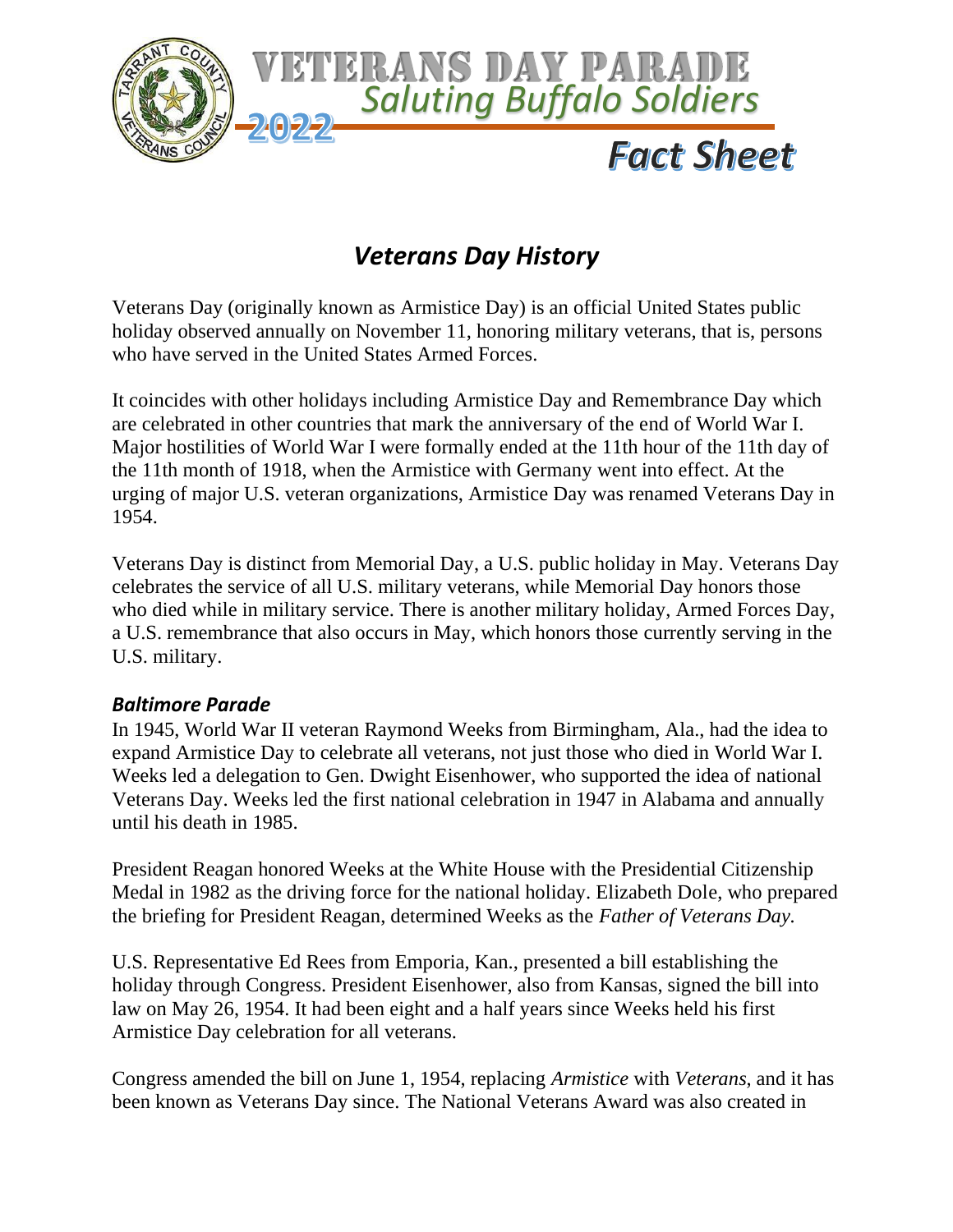# VETERANS DAY PARADE

## *Saluting Buffalo Soldiers*

2022

## *Fact Sheet*

## *Veterans Day History*

Veterans Day (originally known as Armistice Day) is an official United States public holiday observed annually on November 11, honoring military veterans, that is, persons who have served in the United States Armed Forces.

It coincides with other holidays including Armistice Day and Remembrance Day which are celebrated in other countries that mark the anniversary of the end of World War I. Major hostilities of World War I were formally ended at the 11th hour of the 11th day of the 11th month of 1918, when the Armistice with Germany went into effect. At the urging of major U.S. veteran organizations, Armistice Day was renamed Veterans Day in 1954.

Veterans Day is distinct from Memorial Day, a U.S. public holiday in May. Veterans Day celebrates the service of all U.S. military veterans, while Memorial Day honors those who died while in military service. There is another military holiday, Armed Forces Day, a U.S. remembrance that also occurs in May, which honors those currently serving in the U.S. military.

### *Baltimore Parade*

In 1945, World War II veteran Raymond Weeks from Birmingham, Ala., had the idea to expand Armistice Day to celebrate all veterans, not just those who died in World War I. Weeks led a delegation to Gen. Dwight Eisenhower, who supported the idea of national Veterans Day. Weeks led the first national celebration in 1947 in Alabama and annually until his death in 1985.

President Reagan honored Weeks at the White House with the Presidential Citizenship Medal in 1982 as the driving force for the national holiday. Elizabeth Dole, who prepared the briefing for President Reagan, determined Weeks as the *Father of Veterans Day*.

U.S. Representative Ed Rees from Emporia, Kan., presented a bill establishing the holiday through Congress. President Eisenhower, also from Kansas, signed the bill into law on May 26, 1954. It had been eight and a half years since Weeks held his first Armistice Day celebration for all veterans.

Congress amended the bill on June 1, 1954, replacing *Armistice* with *Veterans*, and it has been known as Veterans Day since. The National Veterans Award was also created in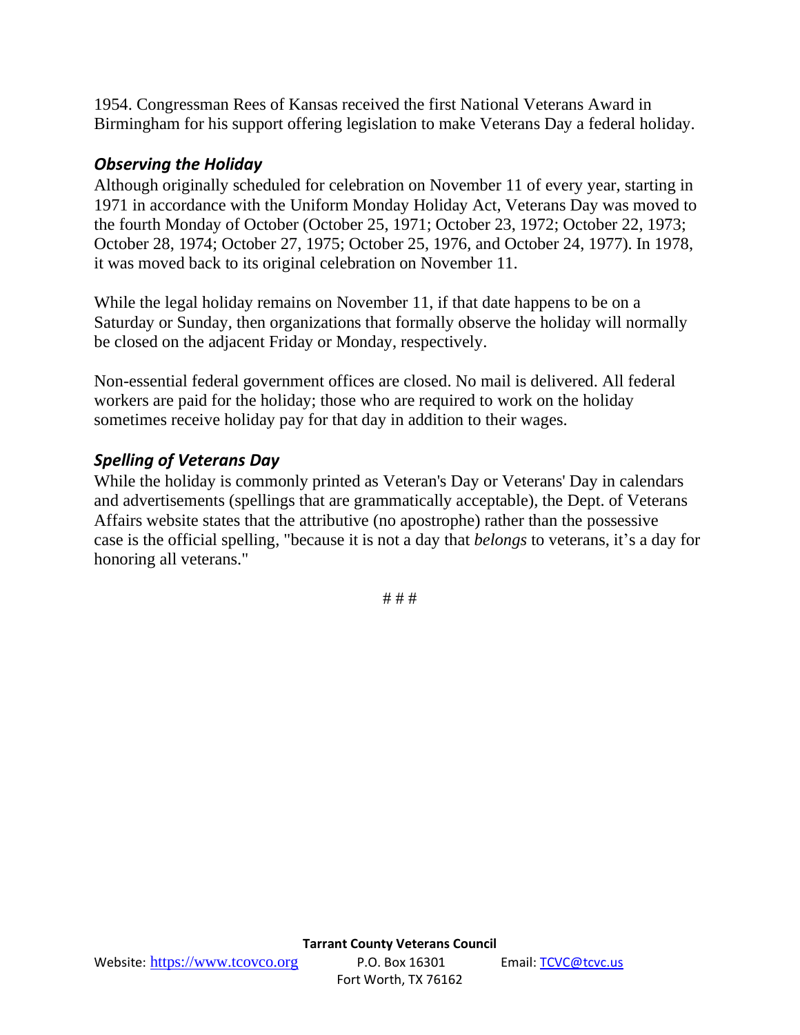1954. Congressman Rees of Kansas received the first National Veterans Award in Birmingham for his support offering legislation to make Veterans Day a federal holiday.

### *Observing the Holiday*

Although originally scheduled for celebration on November 11 of every year, starting in 1971 in accordance with the Uniform Monday Holiday Act, Veterans Day was moved to the fourth Monday of October (October 25, 1971; October 23, 1972; October 22, 1973; October 28, 1974; October 27, 1975; October 25, 1976, and October 24, 1977). In 1978, it was moved back to its original celebration on November 11.

While the legal holiday remains on November 11, if that date happens to be on a Saturday or Sunday, then organizations that formally observe the holiday will normally be closed on the adjacent Friday or Monday, respectively.

Non-essential federal government offices are closed. No mail is delivered. All federal workers are paid for the holiday; those who are required to work on the holiday sometimes receive holiday pay for that day in addition to their wages.

### *Spelling of Veterans Day*

While the holiday is commonly printed as Veteran's Day or Veterans' Day in calendars and advertisements (spellings that are grammatically acceptable), the Dept. of Veterans Affairs website states that the attributive (no apostrophe) rather than the possessive case is the official spelling, "because it is not a day that *belongs* to veterans, it's a day for honoring all veterans."

# # #

**Tarrant County Veterans Council**

Website: https://www.tcovco.org P.O. Box 16301 Email: TCVC@tcvc.us
Fort Worth, TX 76162